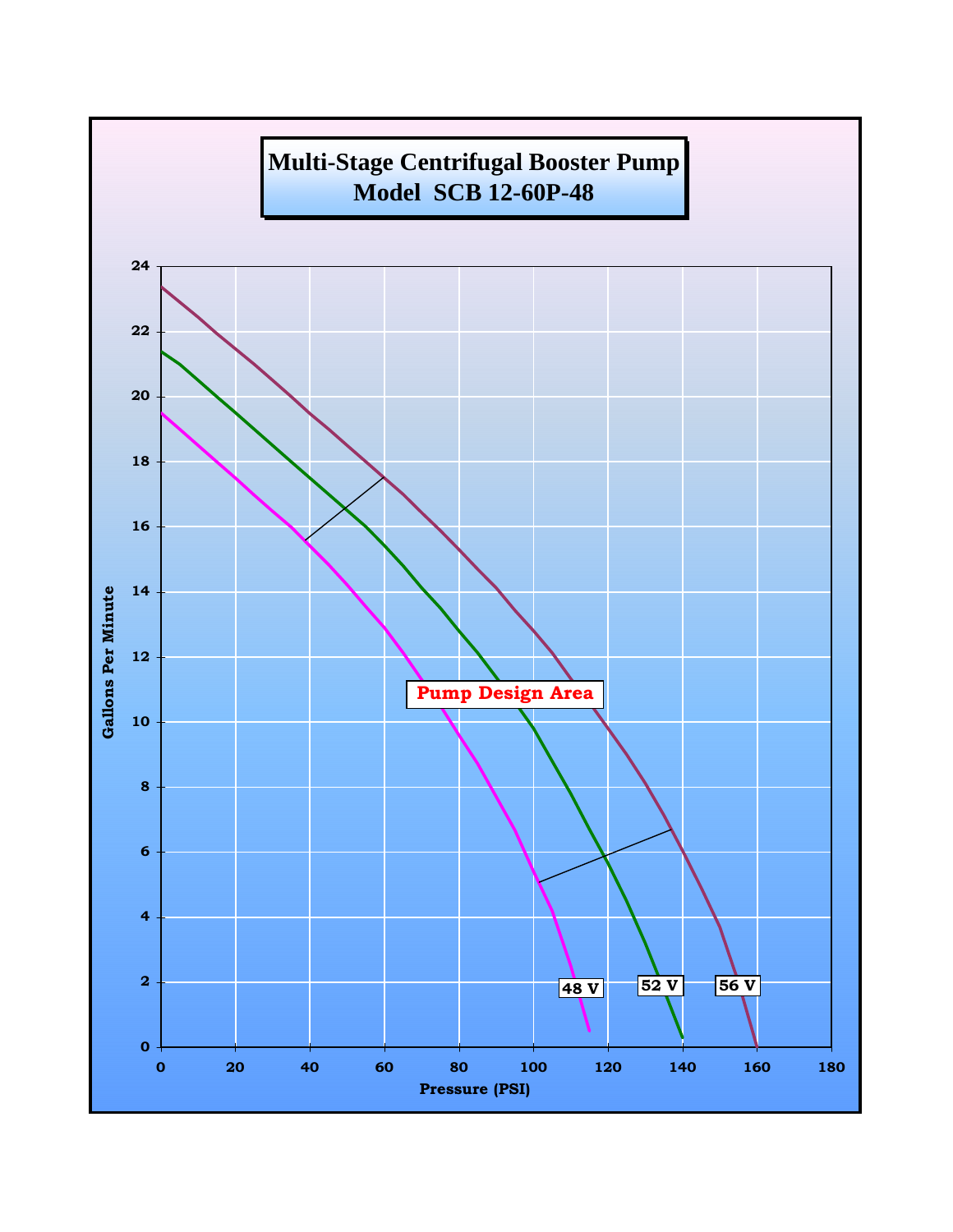# Multi-Stage Centrifugal Booster Pump
## Model SCB 12-60P-48

Gallons Per Minute

Pressure (PSI)

Pump Design Area

48 V

52 V

56 V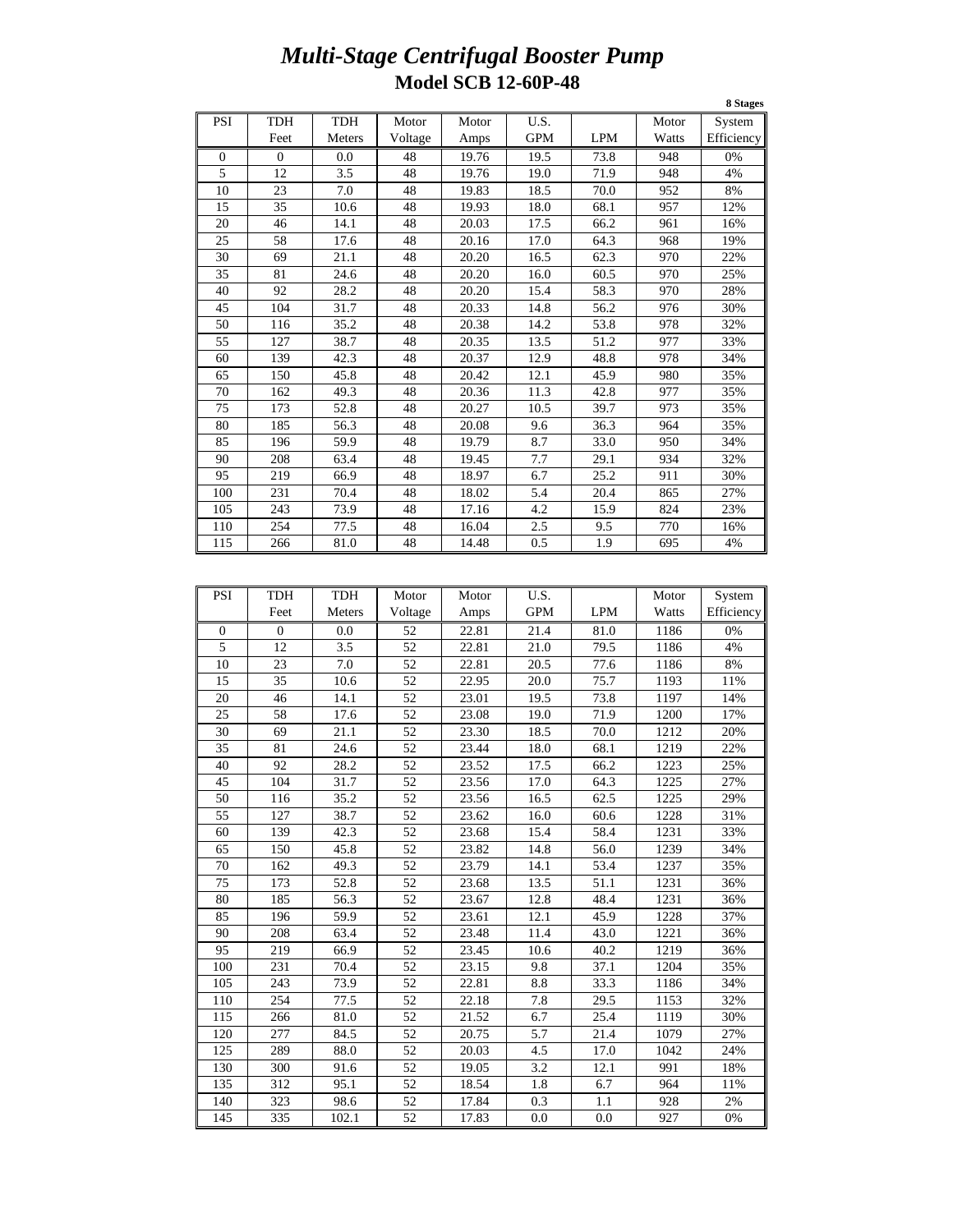# *Multi-Stage Centrifugal Booster Pump*

## Model SCB 12-60P-48

**8 Stages**

| PSI | TDH Feet | TDH Meters | Motor Voltage | Motor Amps | U.S. GPM | LPM | Motor Watts | System Efficiency |
|---|---|---|---|---|---|---|---|---|
| 0 | 0 | 0.0 | 48 | 19.76 | 19.5 | 73.8 | 948 | 0% |
| 5 | 12 | 3.5 | 48 | 19.76 | 19.0 | 71.9 | 948 | 4% |
| 10 | 23 | 7.0 | 48 | 19.83 | 18.5 | 70.0 | 952 | 8% |
| 15 | 35 | 10.6 | 48 | 19.93 | 18.0 | 68.1 | 957 | 12% |
| 20 | 46 | 14.1 | 48 | 20.03 | 17.5 | 66.2 | 961 | 16% |
| 25 | 58 | 17.6 | 48 | 20.16 | 17.0 | 64.3 | 968 | 19% |
| 30 | 69 | 21.1 | 48 | 20.20 | 16.5 | 62.3 | 970 | 22% |
| 35 | 81 | 24.6 | 48 | 20.20 | 16.0 | 60.5 | 970 | 25% |
| 40 | 92 | 28.2 | 48 | 20.20 | 15.4 | 58.3 | 970 | 28% |
| 45 | 104 | 31.7 | 48 | 20.33 | 14.8 | 56.2 | 976 | 30% |
| 50 | 116 | 35.2 | 48 | 20.38 | 14.2 | 53.8 | 978 | 32% |
| 55 | 127 | 38.7 | 48 | 20.35 | 13.5 | 51.2 | 977 | 33% |
| 60 | 139 | 42.3 | 48 | 20.37 | 12.9 | 48.8 | 978 | 34% |
| 65 | 150 | 45.8 | 48 | 20.42 | 12.1 | 45.9 | 980 | 35% |
| 70 | 162 | 49.3 | 48 | 20.36 | 11.3 | 42.8 | 977 | 35% |
| 75 | 173 | 52.8 | 48 | 20.27 | 10.5 | 39.7 | 973 | 35% |
| 80 | 185 | 56.3 | 48 | 20.08 | 9.6 | 36.3 | 964 | 35% |
| 85 | 196 | 59.9 | 48 | 19.79 | 8.7 | 33.0 | 950 | 34% |
| 90 | 208 | 63.4 | 48 | 19.45 | 7.7 | 29.1 | 934 | 32% |
| 95 | 219 | 66.9 | 48 | 18.97 | 6.7 | 25.2 | 911 | 30% |
| 100 | 231 | 70.4 | 48 | 18.02 | 5.4 | 20.4 | 865 | 27% |
| 105 | 243 | 73.9 | 48 | 17.16 | 4.2 | 15.9 | 824 | 23% |
| 110 | 254 | 77.5 | 48 | 16.04 | 2.5 | 9.5 | 770 | 16% |
| 115 | 266 | 81.0 | 48 | 14.48 | 0.5 | 1.9 | 695 | 4% |

| PSI | TDH Feet | TDH Meters | Motor Voltage | Motor Amps | U.S. GPM | LPM | Motor Watts | System Efficiency |
|---|---|---|---|---|---|---|---|---|
| 0 | 0 | 0.0 | 52 | 22.81 | 21.4 | 81.0 | 1186 | 0% |
| 5 | 12 | 3.5 | 52 | 22.81 | 21.0 | 79.5 | 1186 | 4% |
| 10 | 23 | 7.0 | 52 | 22.81 | 20.5 | 77.6 | 1186 | 8% |
| 15 | 35 | 10.6 | 52 | 22.95 | 20.0 | 75.7 | 1193 | 11% |
| 20 | 46 | 14.1 | 52 | 23.01 | 19.5 | 73.8 | 1197 | 14% |
| 25 | 58 | 17.6 | 52 | 23.08 | 19.0 | 71.9 | 1200 | 17% |
| 30 | 69 | 21.1 | 52 | 23.30 | 18.5 | 70.0 | 1212 | 20% |
| 35 | 81 | 24.6 | 52 | 23.44 | 18.0 | 68.1 | 1219 | 22% |
| 40 | 92 | 28.2 | 52 | 23.52 | 17.5 | 66.2 | 1223 | 25% |
| 45 | 104 | 31.7 | 52 | 23.56 | 17.0 | 64.3 | 1225 | 27% |
| 50 | 116 | 35.2 | 52 | 23.56 | 16.5 | 62.5 | 1225 | 29% |
| 55 | 127 | 38.7 | 52 | 23.62 | 16.0 | 60.6 | 1228 | 31% |
| 60 | 139 | 42.3 | 52 | 23.68 | 15.4 | 58.4 | 1231 | 33% |
| 65 | 150 | 45.8 | 52 | 23.82 | 14.8 | 56.0 | 1239 | 34% |
| 70 | 162 | 49.3 | 52 | 23.79 | 14.1 | 53.4 | 1237 | 35% |
| 75 | 173 | 52.8 | 52 | 23.68 | 13.5 | 51.1 | 1231 | 36% |
| 80 | 185 | 56.3 | 52 | 23.67 | 12.8 | 48.4 | 1231 | 36% |
| 85 | 196 | 59.9 | 52 | 23.61 | 12.1 | 45.9 | 1228 | 37% |
| 90 | 208 | 63.4 | 52 | 23.48 | 11.4 | 43.0 | 1221 | 36% |
| 95 | 219 | 66.9 | 52 | 23.45 | 10.6 | 40.2 | 1219 | 36% |
| 100 | 231 | 70.4 | 52 | 23.15 | 9.8 | 37.1 | 1204 | 35% |
| 105 | 243 | 73.9 | 52 | 22.81 | 8.8 | 33.3 | 1186 | 34% |
| 110 | 254 | 77.5 | 52 | 22.18 | 7.8 | 29.5 | 1153 | 32% |
| 115 | 266 | 81.0 | 52 | 21.52 | 6.7 | 25.4 | 1119 | 30% |
| 120 | 277 | 84.5 | 52 | 20.75 | 5.7 | 21.4 | 1079 | 27% |
| 125 | 289 | 88.0 | 52 | 20.03 | 4.5 | 17.0 | 1042 | 24% |
| 130 | 300 | 91.6 | 52 | 19.05 | 3.2 | 12.1 | 991 | 18% |
| 135 | 312 | 95.1 | 52 | 18.54 | 1.8 | 6.7 | 964 | 11% |
| 140 | 323 | 98.6 | 52 | 17.84 | 0.3 | 1.1 | 928 | 2% |
| 145 | 335 | 102.1 | 52 | 17.83 | 0.0 | 0.0 | 927 | 0% |